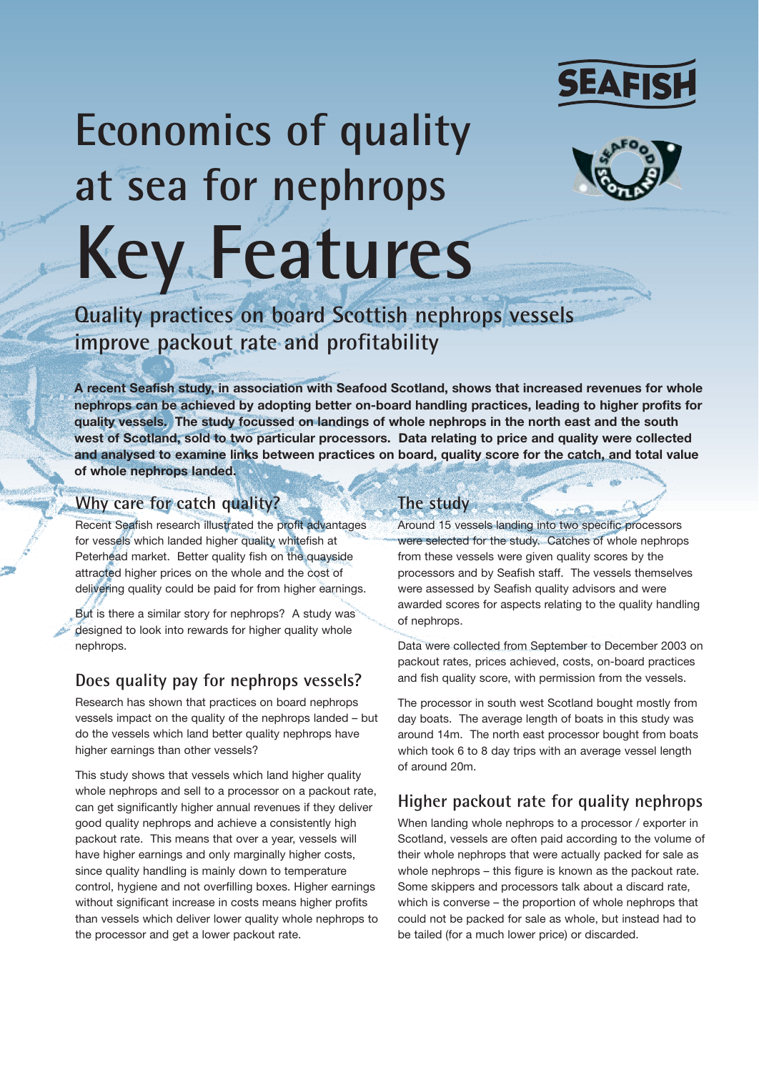# Economics of quality at sea for nephrops

# Key Features

## Quality practices on board Scottish nephrops vessels improve packout rate and profitability

**A recent Seafish study, in association with Seafood Scotland, shows that increased revenues for whole nephrops can be achieved by adopting better on-board handling practices, leading to higher profits for quality vessels. The study focussed on landings of whole nephrops in the north east and the south west of Scotland, sold to two particular processors. Data relating to price and quality were collected and analysed to examine links between practices on board, quality score for the catch, and total value of whole nephrops landed.**

### Why care for catch quality?

Recent Seafish research illustrated the profit advantages for vessels which landed higher quality whitefish at Peterhead market. Better quality fish on the quayside attracted higher prices on the whole and the cost of delivering quality could be paid for from higher earnings.

But is there a similar story for nephrops? A study was designed to look into rewards for higher quality whole nephrops.

### Does quality pay for nephrops vessels?

Research has shown that practices on board nephrops vessels impact on the quality of the nephrops landed – but do the vessels which land better quality nephrops have higher earnings than other vessels?

This study shows that vessels which land higher quality whole nephrops and sell to a processor on a packout rate, can get significantly higher annual revenues if they deliver good quality nephrops and achieve a consistently high packout rate. This means that over a year, vessels will have higher earnings and only marginally higher costs, since quality handling is mainly down to temperature control, hygiene and not overfilling boxes. Higher earnings without significant increase in costs means higher profits than vessels which deliver lower quality whole nephrops to the processor and get a lower packout rate.

### The study

Around 15 vessels landing into two specific processors were selected for the study. Catches of whole nephrops from these vessels were given quality scores by the processors and by Seafish staff. The vessels themselves were assessed by Seafish quality advisors and were awarded scores for aspects relating to the quality handling of nephrops.

Data were collected from September to December 2003 on packout rates, prices achieved, costs, on-board practices and fish quality score, with permission from the vessels.

The processor in south west Scotland bought mostly from day boats. The average length of boats in this study was around 14m. The north east processor bought from boats which took 6 to 8 day trips with an average vessel length of around 20m.

### Higher packout rate for quality nephrops

When landing whole nephrops to a processor / exporter in Scotland, vessels are often paid according to the volume of their whole nephrops that were actually packed for sale as whole nephrops – this figure is known as the packout rate. Some skippers and processors talk about a discard rate, which is converse – the proportion of whole nephrops that could not be packed for sale as whole, but instead had to be tailed (for a much lower price) or discarded.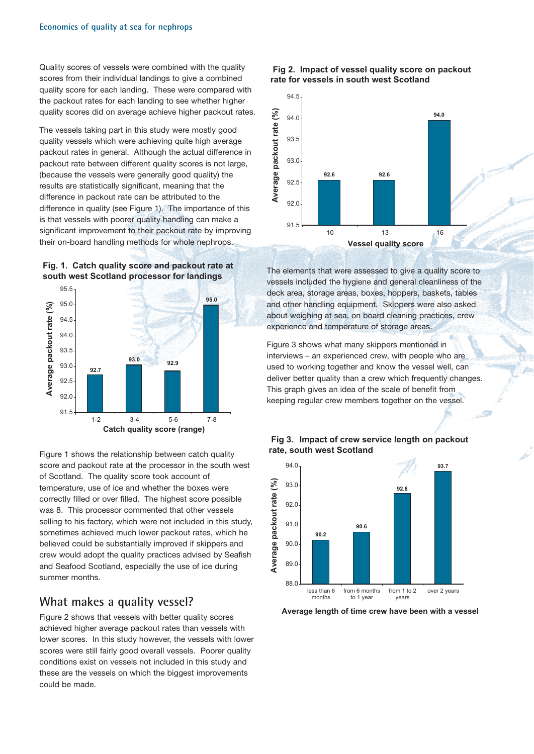Quality scores of vessels were combined with the quality scores from their individual landings to give a combined quality score for each landing. These were compared with the packout rates for each landing to see whether higher quality scores did on average achieve higher packout rates.

The vessels taking part in this study were mostly good quality vessels which were achieving quite high average packout rates in general. Although the actual difference in packout rate between different quality scores is not large, (because the vessels were generally good quality) the results are statistically significant, meaning that the difference in packout rate can be attributed to the difference in quality (see Figure 1). The importance of this is that vessels with poorer quality handling can make a significant improvement to their packout rate by improving their on-board handling methods for whole nephrops.

**Fig. 1. Catch quality score and packout rate at south west Scotland processor for landings**

| Catch quality score (range) | Average packout rate (%) |
|---|---|
| 1-2 | 92.7 |
| 3-4 | 93.0 |
| 5-6 | 92.9 |
| 7-8 | 95.0 |

Figure 1 shows the relationship between catch quality score and packout rate at the processor in the south west of Scotland. The quality score took account of temperature, use of ice and whether the boxes were correctly filled or over filled. The highest score possible was 8. This processor commented that other vessels selling to his factory, which were not included in this study, sometimes achieved much lower packout rates, which he believed could be substantially improved if skippers and crew would adopt the quality practices advised by Seafish and Seafood Scotland, especially the use of ice during summer months.

## What makes a quality vessel?

Figure 2 shows that vessels with better quality scores achieved higher average packout rates than vessels with lower scores. In this study however, the vessels with lower scores were still fairly good overall vessels. Poorer quality conditions exist on vessels not included in this study and these are the vessels on which the biggest improvements could be made.

**Fig 2. Impact of vessel quality score on packout rate for vessels in south west Scotland**

| Vessel quality score | Average packout rate (%) |
|---|---|
| 10 | 92.6 |
| 13 | 92.6 |
| 16 | 94.0 |

The elements that were assessed to give a quality score to vessels included the hygiene and general cleanliness of the deck area, storage areas, boxes, hoppers, baskets, tables and other handling equipment. Skippers were also asked about weighing at sea, on board cleaning practices, crew experience and temperature of storage areas.

Figure 3 shows what many skippers mentioned in interviews – an experienced crew, with people who are used to working together and know the vessel well, can deliver better quality than a crew which frequently changes. This graph gives an idea of the scale of benefit from keeping regular crew members together on the vessel.

**Fig 3. Impact of crew service length on packout rate, south west Scotland**

| Average length of time crew have been with a vessel | Average packout rate (%) |
|---|---|
| less than 6 months | 90.2 |
| from 6 months to 1 year | 90.6 |
| from 1 to 2 years | 92.6 |
| over 2 years | 93.7 |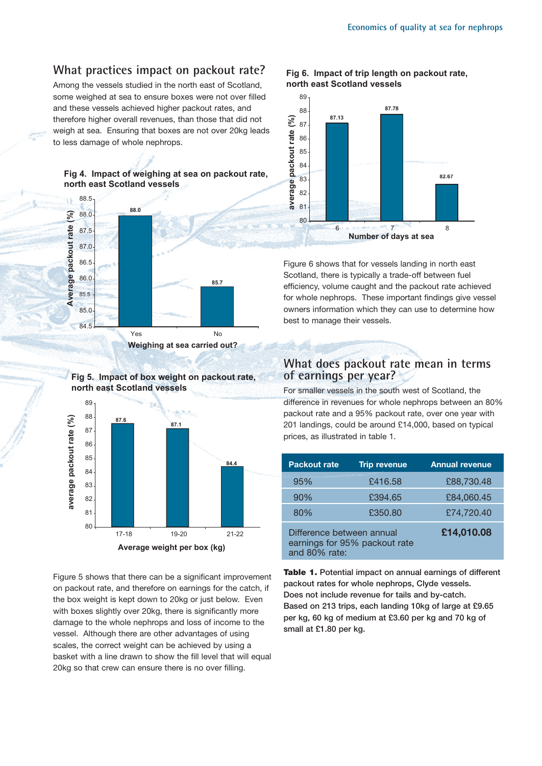## What practices impact on packout rate?

Among the vessels studied in the north east of Scotland, some weighed at sea to ensure boxes were not over filled and these vessels achieved higher packout rates, and therefore higher overall revenues, than those that did not weigh at sea. Ensuring that boxes are not over 20kg leads to less damage of whole nephrops.

**Fig 4. Impact of weighing at sea on packout rate, north east Scotland vessels**

| Weighing at sea carried out? | Average packout rate (%) |
|---|---|
| Yes | 88.0 |
| No | 85.7 |

**Fig 5. Impact of box weight on packout rate, north east Scotland vessels**

| Average weight per box (kg) | average packout rate (%) |
|---|---|
| 17-18 | 87.6 |
| 19-20 | 87.1 |
| 21-22 | 84.4 |

Figure 5 shows that there can be a significant improvement on packout rate, and therefore on earnings for the catch, if the box weight is kept down to 20kg or just below. Even with boxes slightly over 20kg, there is significantly more damage to the whole nephrops and loss of income to the vessel. Although there are other advantages of using scales, the correct weight can be achieved by using a basket with a line drawn to show the fill level that will equal 20kg so that crew can ensure there is no over filling.

**Fig 6. Impact of trip length on packout rate, north east Scotland vessels**

| Number of days at sea | average packout rate (%) |
|---|---|
| 6 | 87.13 |
| 7 | 87.78 |
| 8 | 82.67 |

Figure 6 shows that for vessels landing in north east Scotland, there is typically a trade-off between fuel efficiency, volume caught and the packout rate achieved for whole nephrops. These important findings give vessel owners information which they can use to determine how best to manage their vessels.

## What does packout rate mean in terms of earnings per year?

For smaller vessels in the south west of Scotland, the difference in revenues for whole nephrops between an 80% packout rate and a 95% packout rate, over one year with 201 landings, could be around £14,000, based on typical prices, as illustrated in table 1.

| Packout rate | Trip revenue | Annual revenue |
|---|---|---|
| 95% | £416.58 | £88,730.48 |
| 90% | £394.65 | £84,060.45 |
| 80% | £350.80 | £74,720.40 |
| Difference between annual earnings for 95% packout rate and 80% rate: | | **£14,010.08** |

**Table 1.** Potential impact on annual earnings of different packout rates for whole nephrops, Clyde vessels. Does not include revenue for tails and by-catch. Based on 213 trips, each landing 10kg of large at £9.65 per kg, 60 kg of medium at £3.60 per kg and 70 kg of small at £1.80 per kg.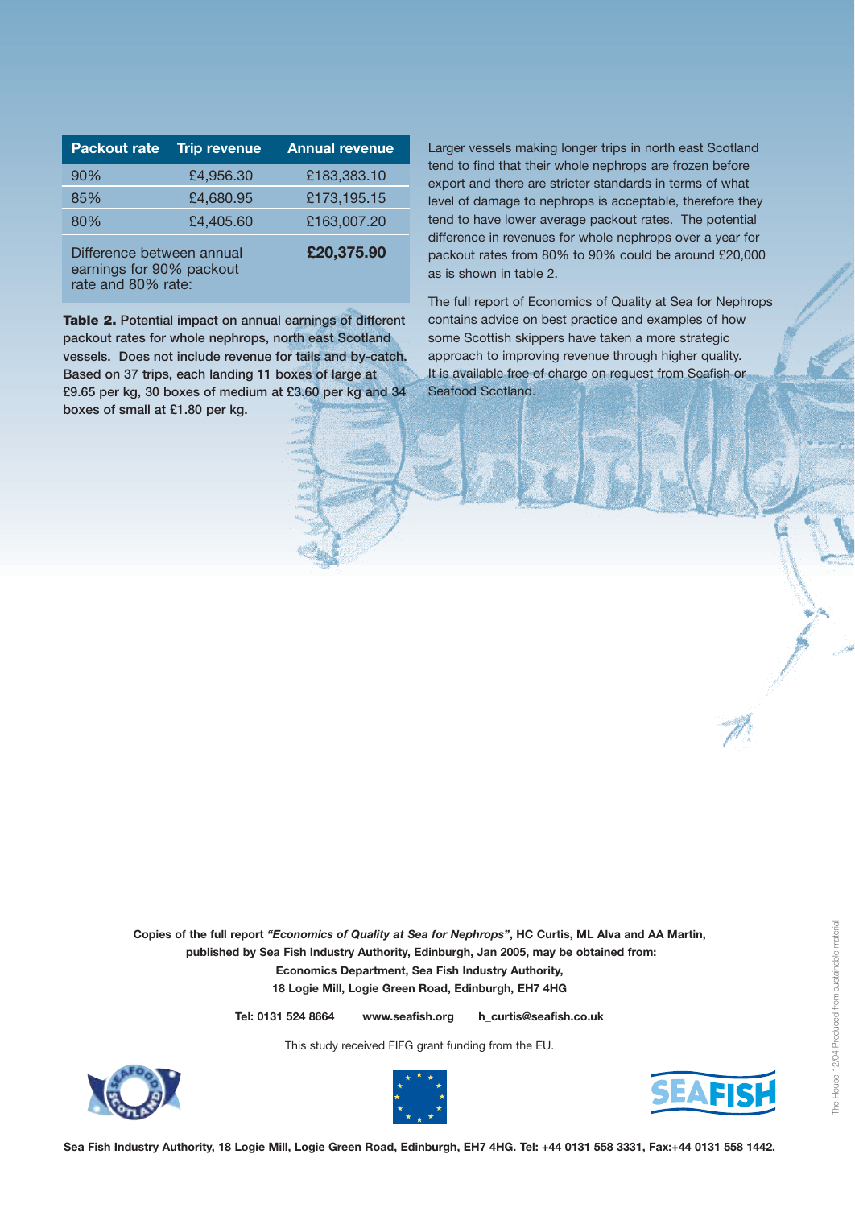| Packout rate | Trip revenue | Annual revenue |
|---|---|---|
| 90% | £4,956.30 | £183,383.10 |
| 85% | £4,680.95 | £173,195.15 |
| 80% | £4,405.60 | £163,007.20 |
| Difference between annual earnings for 90% packout rate and 80% rate: | | **£20,375.90** |

**Table 2.** **Potential impact on annual earnings of different packout rates for whole nephrops, north east Scotland vessels. Does not include revenue for tails and by-catch. Based on 37 trips, each landing 11 boxes of large at £9.65 per kg, 30 boxes of medium at £3.60 per kg and 34 boxes of small at £1.80 per kg.**

Larger vessels making longer trips in north east Scotland tend to find that their whole nephrops are frozen before export and there are stricter standards in terms of what level of damage to nephrops is acceptable, therefore they tend to have lower average packout rates. The potential difference in revenues for whole nephrops over a year for packout rates from 80% to 90% could be around £20,000 as is shown in table 2.

The full report of Economics of Quality at Sea for Nephrops contains advice on best practice and examples of how some Scottish skippers have taken a more strategic approach to improving revenue through higher quality. It is available free of charge on request from Seafish or Seafood Scotland.

**Copies of the full report *"Economics of Quality at Sea for Nephrops"*, HC Curtis, ML Alva and AA Martin, published by Sea Fish Industry Authority, Edinburgh, Jan 2005, may be obtained from:**
**Economics Department, Sea Fish Industry Authority,**
**18 Logie Mill, Logie Green Road, Edinburgh, EH7 4HG**

**Tel: 0131 524 8664 www.seafish.org h_curtis@seafish.co.uk**

This study received FIFG grant funding from the EU.

**Sea Fish Industry Authority, 18 Logie Mill, Logie Green Road, Edinburgh, EH7 4HG. Tel: +44 0131 558 3331, Fax:+44 0131 558 1442.**

The House 12/04 Produced from sustainable material